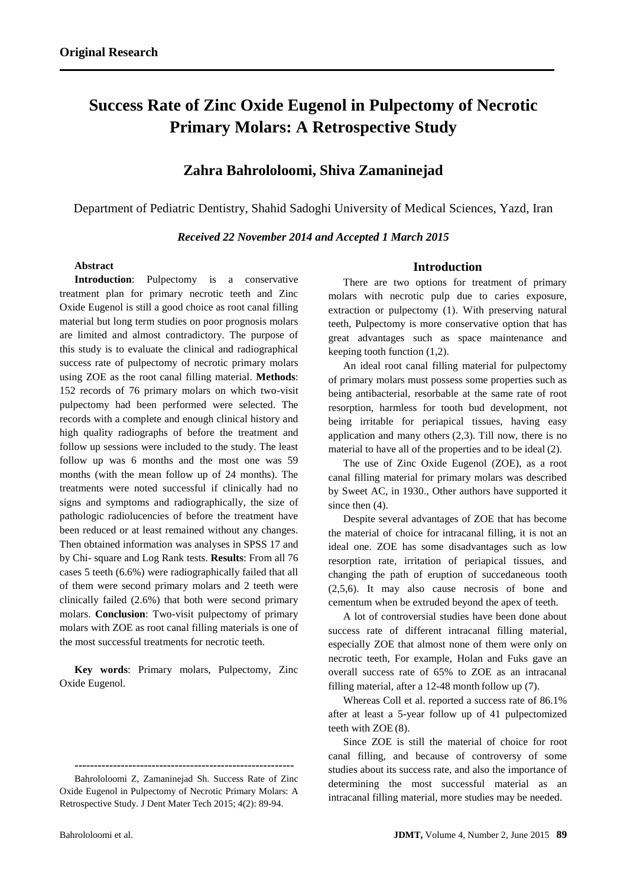**Original Research**

# Success Rate of Zinc Oxide Eugenol in Pulpectomy of Necrotic Primary Molars: A Retrospective Study

## Zahra Bahrololoomi, Shiva Zamaninejad

Department of Pediatric Dentistry, Shahid Sadoghi University of Medical Sciences, Yazd, Iran

***Received 22 November 2014 and Accepted 1 March 2015***

### Abstract

**Introduction**: Pulpectomy is a conservative treatment plan for primary necrotic teeth and Zinc Oxide Eugenol is still a good choice as root canal filling material but long term studies on poor prognosis molars are limited and almost contradictory. The purpose of this study is to evaluate the clinical and radiographical success rate of pulpectomy of necrotic primary molars using ZOE as the root canal filling material. **Methods**: 152 records of 76 primary molars on which two-visit pulpectomy had been performed were selected. The records with a complete and enough clinical history and high quality radiographs of before the treatment and follow up sessions were included to the study. The least follow up was 6 months and the most one was 59 months (with the mean follow up of 24 months). The treatments were noted successful if clinically had no signs and symptoms and radiographically, the size of pathologic radiolucencies of before the treatment have been reduced or at least remained without any changes. Then obtained information was analyses in SPSS 17 and by Chi- square and Log Rank tests. **Results**: From all 76 cases 5 teeth (6.6%) were radiographically failed that all of them were second primary molars and 2 teeth were clinically failed (2.6%) that both were second primary molars. **Conclusion**: Two-visit pulpectomy of primary molars with ZOE as root canal filling materials is one of the most successful treatments for necrotic teeth.

**Key words**: Primary molars, Pulpectomy, Zinc Oxide Eugenol.

---------------------------------------------------------

Bahrololoomi Z, Zamaninejad Sh. Success Rate of Zinc Oxide Eugenol in Pulpectomy of Necrotic Primary Molars: A Retrospective Study. J Dent Mater Tech 2015; 4(2): 89-94.

## Introduction

There are two options for treatment of primary molars with necrotic pulp due to caries exposure, extraction or pulpectomy (1). With preserving natural teeth, Pulpectomy is more conservative option that has great advantages such as space maintenance and keeping tooth function (1,2).

An ideal root canal filling material for pulpectomy of primary molars must possess some properties such as being antibacterial, resorbable at the same rate of root resorption, harmless for tooth bud development, not being irritable for periapical tissues, having easy application and many others (2,3). Till now, there is no material to have all of the properties and to be ideal (2).

The use of Zinc Oxide Eugenol (ZOE), as a root canal filling material for primary molars was described by Sweet AC, in 1930., Other authors have supported it since then (4).

Despite several advantages of ZOE that has become the material of choice for intracanal filling, it is not an ideal one. ZOE has some disadvantages such as low resorption rate, irritation of periapical tissues, and changing the path of eruption of succedaneous tooth (2,5,6). It may also cause necrosis of bone and cementum when be extruded beyond the apex of teeth.

A lot of controversial studies have been done about success rate of different intracanal filling material, especially ZOE that almost none of them were only on necrotic teeth, For example, Holan and Fuks gave an overall success rate of 65% to ZOE as an intracanal filling material, after a 12-48 month follow up (7).

Whereas Coll et al. reported a success rate of 86.1% after at least a 5-year follow up of 41 pulpectomized teeth with ZOE (8).

Since ZOE is still the material of choice for root canal filling, and because of controversy of some studies about its success rate, and also the importance of determining the most successful material as an intracanal filling material, more studies may be needed.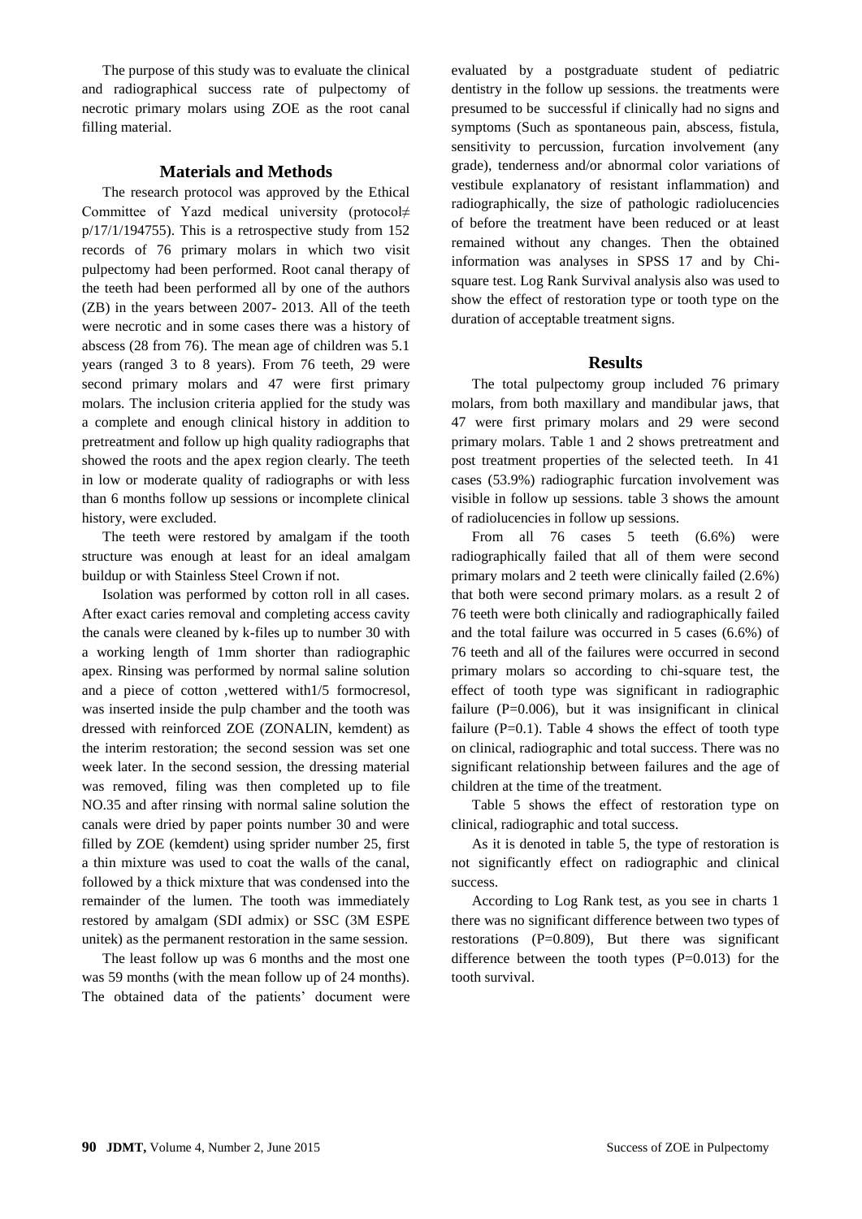The purpose of this study was to evaluate the clinical and radiographical success rate of pulpectomy of necrotic primary molars using ZOE as the root canal filling material.

## Materials and Methods

The research protocol was approved by the Ethical Committee of Yazd medical university (protocol≠ p/17/1/194755). This is a retrospective study from 152 records of 76 primary molars in which two visit pulpectomy had been performed. Root canal therapy of the teeth had been performed all by one of the authors (ZB) in the years between 2007- 2013. All of the teeth were necrotic and in some cases there was a history of abscess (28 from 76). The mean age of children was 5.1 years (ranged 3 to 8 years). From 76 teeth, 29 were second primary molars and 47 were first primary molars. The inclusion criteria applied for the study was a complete and enough clinical history in addition to pretreatment and follow up high quality radiographs that showed the roots and the apex region clearly. The teeth in low or moderate quality of radiographs or with less than 6 months follow up sessions or incomplete clinical history, were excluded.

The teeth were restored by amalgam if the tooth structure was enough at least for an ideal amalgam buildup or with Stainless Steel Crown if not.

Isolation was performed by cotton roll in all cases. After exact caries removal and completing access cavity the canals were cleaned by k-files up to number 30 with a working length of 1mm shorter than radiographic apex. Rinsing was performed by normal saline solution and a piece of cotton ,wettered with1/5 formocresol, was inserted inside the pulp chamber and the tooth was dressed with reinforced ZOE (ZONALIN, kemdent) as the interim restoration; the second session was set one week later. In the second session, the dressing material was removed, filing was then completed up to file NO.35 and after rinsing with normal saline solution the canals were dried by paper points number 30 and were filled by ZOE (kemdent) using sprider number 25, first a thin mixture was used to coat the walls of the canal, followed by a thick mixture that was condensed into the remainder of the lumen. The tooth was immediately restored by amalgam (SDI admix) or SSC (3M ESPE unitek) as the permanent restoration in the same session.

The least follow up was 6 months and the most one was 59 months (with the mean follow up of 24 months). The obtained data of the patients' document were evaluated by a postgraduate student of pediatric dentistry in the follow up sessions. the treatments were presumed to be successful if clinically had no signs and symptoms (Such as spontaneous pain, abscess, fistula, sensitivity to percussion, furcation involvement (any grade), tenderness and/or abnormal color variations of vestibule explanatory of resistant inflammation) and radiographically, the size of pathologic radiolucencies of before the treatment have been reduced or at least remained without any changes. Then the obtained information was analyses in SPSS 17 and by Chi-square test. Log Rank Survival analysis also was used to show the effect of restoration type or tooth type on the duration of acceptable treatment signs.

## Results

The total pulpectomy group included 76 primary molars, from both maxillary and mandibular jaws, that 47 were first primary molars and 29 were second primary molars. Table 1 and 2 shows pretreatment and post treatment properties of the selected teeth. In 41 cases (53.9%) radiographic furcation involvement was visible in follow up sessions. table 3 shows the amount of radiolucencies in follow up sessions.

From all 76 cases 5 teeth (6.6%) were radiographically failed that all of them were second primary molars and 2 teeth were clinically failed (2.6%) that both were second primary molars. as a result 2 of 76 teeth were both clinically and radiographically failed and the total failure was occurred in 5 cases (6.6%) of 76 teeth and all of the failures were occurred in second primary molars so according to chi-square test, the effect of tooth type was significant in radiographic failure (P=0.006), but it was insignificant in clinical failure (P=0.1). Table 4 shows the effect of tooth type on clinical, radiographic and total success. There was no significant relationship between failures and the age of children at the time of the treatment.

Table 5 shows the effect of restoration type on clinical, radiographic and total success.

As it is denoted in table 5, the type of restoration is not significantly effect on radiographic and clinical success.

According to Log Rank test, as you see in charts 1 there was no significant difference between two types of restorations (P=0.809), But there was significant difference between the tooth types (P=0.013) for the tooth survival.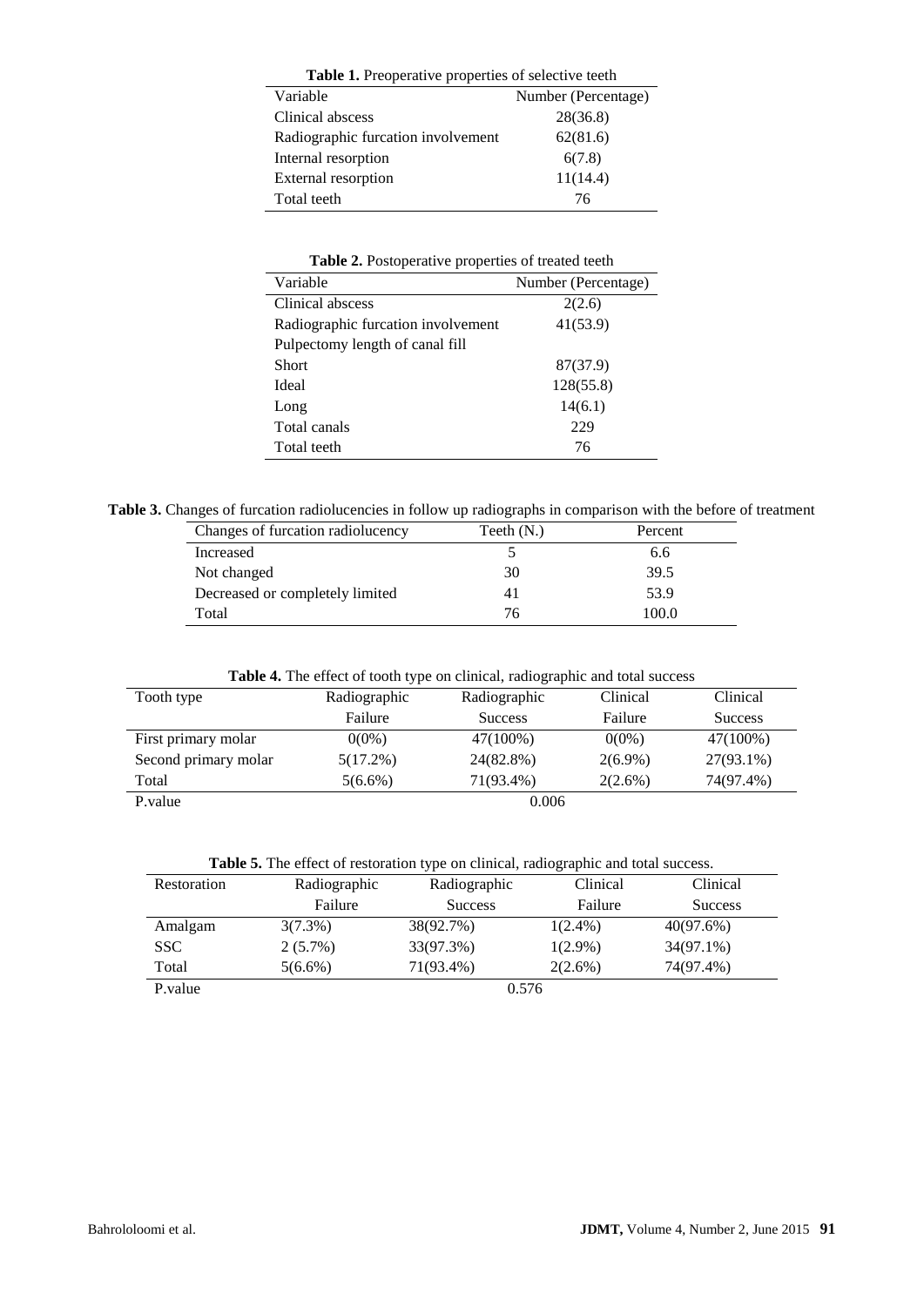**Table 1.** Preoperative properties of selective teeth

| Variable | Number (Percentage) |
|---|---|
| Clinical abscess | 28(36.8) |
| Radiographic furcation involvement | 62(81.6) |
| Internal resorption | 6(7.8) |
| External resorption | 11(14.4) |
| Total teeth | 76 |

**Table 2.** Postoperative properties of treated teeth

| Variable | Number (Percentage) |
|---|---|
| Clinical abscess | 2(2.6) |
| Radiographic furcation involvement | 41(53.9) |
| Pulpectomy length of canal fill | |
| Short | 87(37.9) |
| Ideal | 128(55.8) |
| Long | 14(6.1) |
| Total canals | 229 |
| Total teeth | 76 |

**Table 3.** Changes of furcation radiolucencies in follow up radiographs in comparison with the before of treatment

| Changes of furcation radiolucency | Teeth (N.) | Percent |
|---|---|---|
| Increased | 5 | 6.6 |
| Not changed | 30 | 39.5 |
| Decreased or completely limited | 41 | 53.9 |
| Total | 76 | 100.0 |

**Table 4.** The effect of tooth type on clinical, radiographic and total success

| Tooth type | Radiographic Failure | Radiographic Success | Clinical Failure | Clinical Success |
|---|---|---|---|---|
| First primary molar | 0(0%) | 47(100%) | 0(0%) | 47(100%) |
| Second primary molar | 5(17.2%) | 24(82.8%) | 2(6.9%) | 27(93.1%) |
| Total | 5(6.6%) | 71(93.4%) | 2(2.6%) | 74(97.4%) |
| P.value | | 0.006 | | |

**Table 5.** The effect of restoration type on clinical, radiographic and total success.

| Restoration | Radiographic Failure | Radiographic Success | Clinical Failure | Clinical Success |
|---|---|---|---|---|
| Amalgam | 3(7.3%) | 38(92.7%) | 1(2.4%) | 40(97.6%) |
| SSC | 2 (5.7%) | 33(97.3%) | 1(2.9%) | 34(97.1%) |
| Total | 5(6.6%) | 71(93.4%) | 2(2.6%) | 74(97.4%) |
| P.value | | 0.576 | | |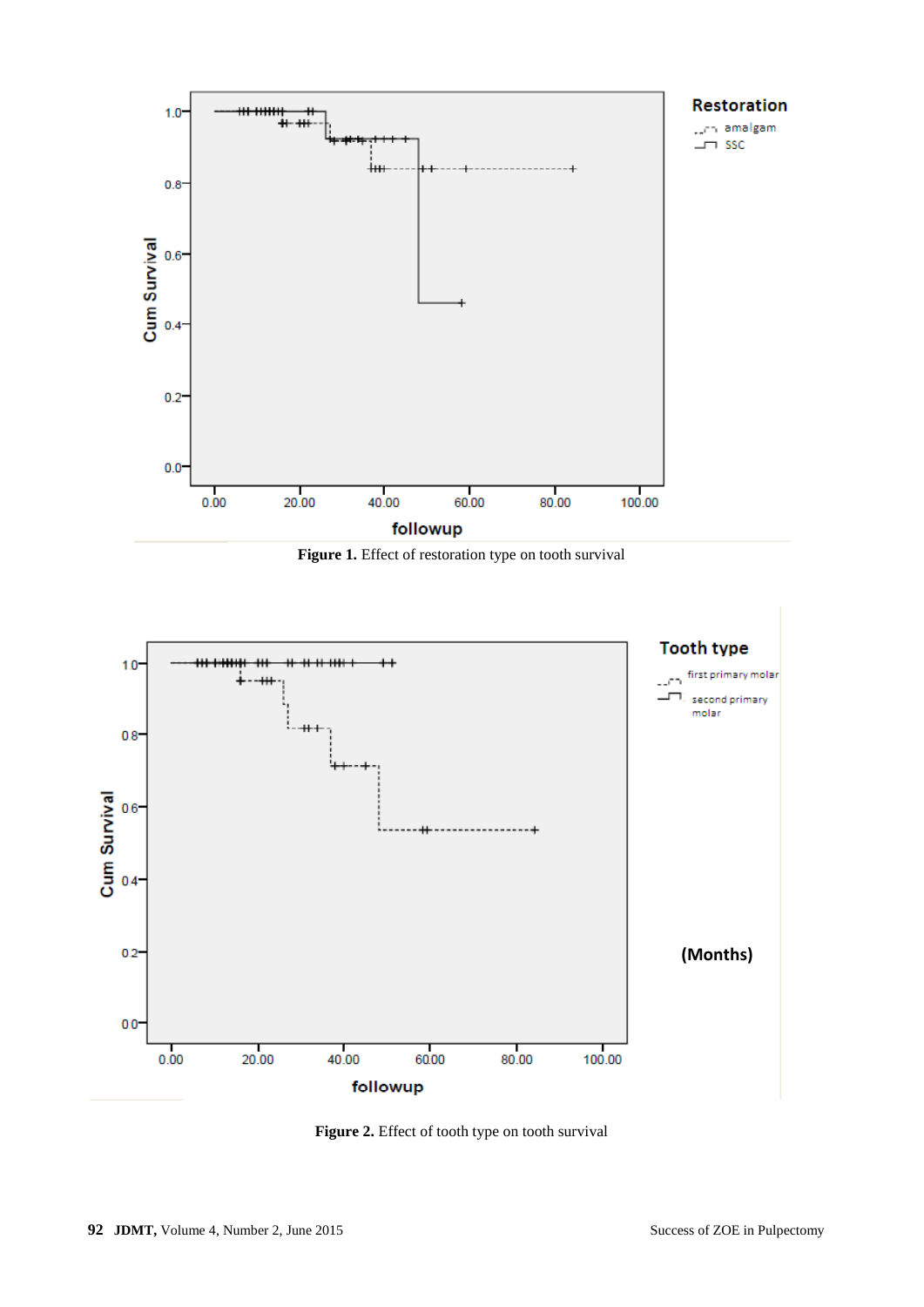**Figure 1.** Effect of restoration type on tooth survival

**Figure 2.** Effect of tooth type on tooth survival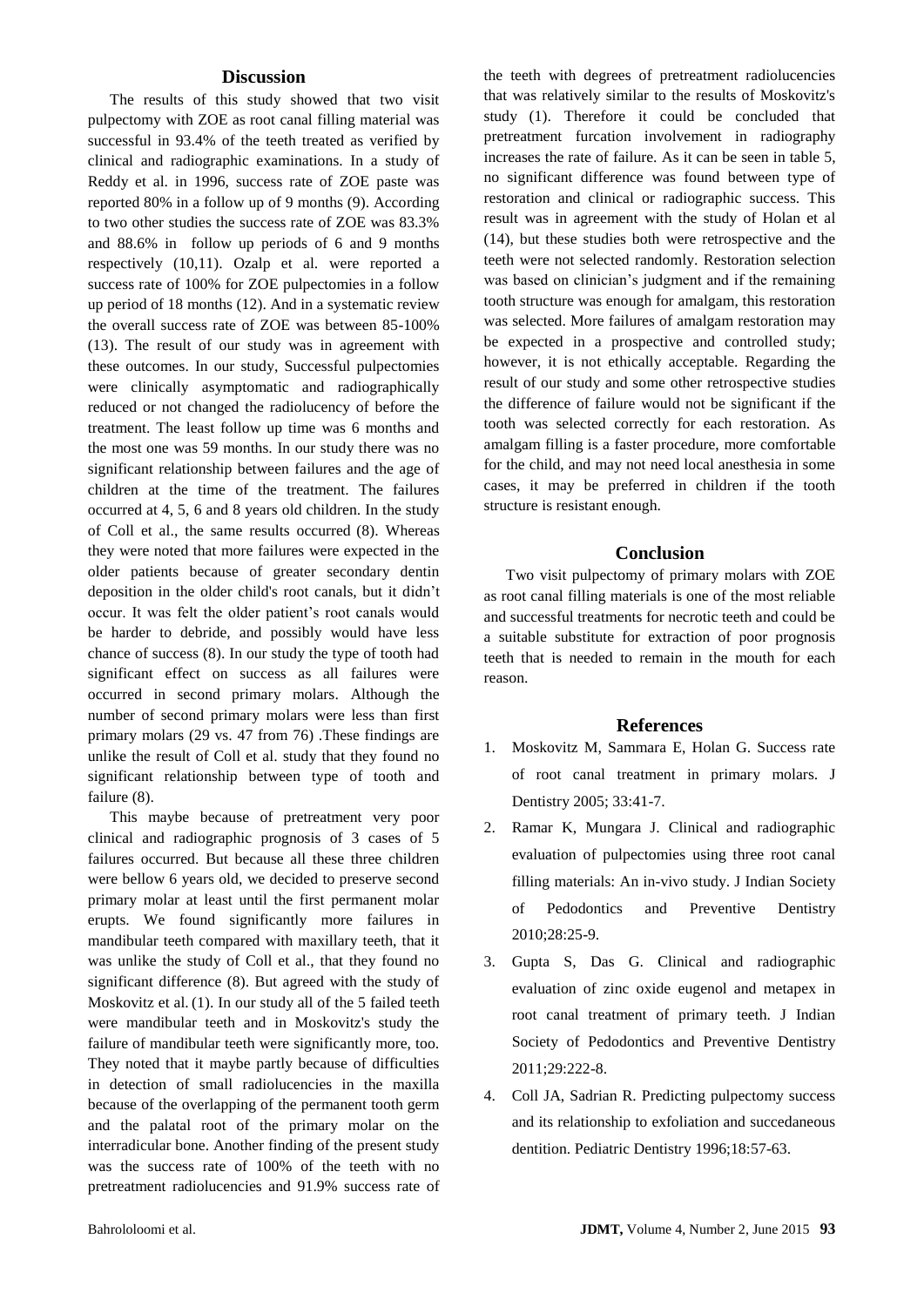## Discussion

The results of this study showed that two visit pulpectomy with ZOE as root canal filling material was successful in 93.4% of the teeth treated as verified by clinical and radiographic examinations. In a study of Reddy et al. in 1996, success rate of ZOE paste was reported 80% in a follow up of 9 months (9). According to two other studies the success rate of ZOE was 83.3% and 88.6% in follow up periods of 6 and 9 months respectively (10,11). Ozalp et al. were reported a success rate of 100% for ZOE pulpectomies in a follow up period of 18 months (12). And in a systematic review the overall success rate of ZOE was between 85-100% (13). The result of our study was in agreement with these outcomes. In our study, Successful pulpectomies were clinically asymptomatic and radiographically reduced or not changed the radiolucency of before the treatment. The least follow up time was 6 months and the most one was 59 months. In our study there was no significant relationship between failures and the age of children at the time of the treatment. The failures occurred at 4, 5, 6 and 8 years old children. In the study of Coll et al., the same results occurred (8). Whereas they were noted that more failures were expected in the older patients because of greater secondary dentin deposition in the older child's root canals, but it didn't occur. It was felt the older patient's root canals would be harder to debride, and possibly would have less chance of success (8). In our study the type of tooth had significant effect on success as all failures were occurred in second primary molars. Although the number of second primary molars were less than first primary molars (29 vs. 47 from 76) .These findings are unlike the result of Coll et al. study that they found no significant relationship between type of tooth and failure (8).

This maybe because of pretreatment very poor clinical and radiographic prognosis of 3 cases of 5 failures occurred. But because all these three children were bellow 6 years old, we decided to preserve second primary molar at least until the first permanent molar erupts. We found significantly more failures in mandibular teeth compared with maxillary teeth, that it was unlike the study of Coll et al., that they found no significant difference (8). But agreed with the study of Moskovitz et al. (1). In our study all of the 5 failed teeth were mandibular teeth and in Moskovitz's study the failure of mandibular teeth were significantly more, too. They noted that it maybe partly because of difficulties in detection of small radiolucencies in the maxilla because of the overlapping of the permanent tooth germ and the palatal root of the primary molar on the interradicular bone. Another finding of the present study was the success rate of 100% of the teeth with no pretreatment radiolucencies and 91.9% success rate of the teeth with degrees of pretreatment radiolucencies that was relatively similar to the results of Moskovitz's study (1). Therefore it could be concluded that pretreatment furcation involvement in radiography increases the rate of failure. As it can be seen in table 5, no significant difference was found between type of restoration and clinical or radiographic success. This result was in agreement with the study of Holan et al (14), but these studies both were retrospective and the teeth were not selected randomly. Restoration selection was based on clinician's judgment and if the remaining tooth structure was enough for amalgam, this restoration was selected. More failures of amalgam restoration may be expected in a prospective and controlled study; however, it is not ethically acceptable. Regarding the result of our study and some other retrospective studies the difference of failure would not be significant if the tooth was selected correctly for each restoration. As amalgam filling is a faster procedure, more comfortable for the child, and may not need local anesthesia in some cases, it may be preferred in children if the tooth structure is resistant enough.

## Conclusion

Two visit pulpectomy of primary molars with ZOE as root canal filling materials is one of the most reliable and successful treatments for necrotic teeth and could be a suitable substitute for extraction of poor prognosis teeth that is needed to remain in the mouth for each reason.

## References

1. Moskovitz M, Sammara E, Holan G. Success rate of root canal treatment in primary molars. J Dentistry 2005; 33:41-7.
2. Ramar K, Mungara J. Clinical and radiographic evaluation of pulpectomies using three root canal filling materials: An in-vivo study. J Indian Society of Pedodontics and Preventive Dentistry 2010;28:25-9.
3. Gupta S, Das G. Clinical and radiographic evaluation of zinc oxide eugenol and metapex in root canal treatment of primary teeth. J Indian Society of Pedodontics and Preventive Dentistry 2011;29:222-8.
4. Coll JA, Sadrian R. Predicting pulpectomy success and its relationship to exfoliation and succedaneous dentition. Pediatric Dentistry 1996;18:57-63.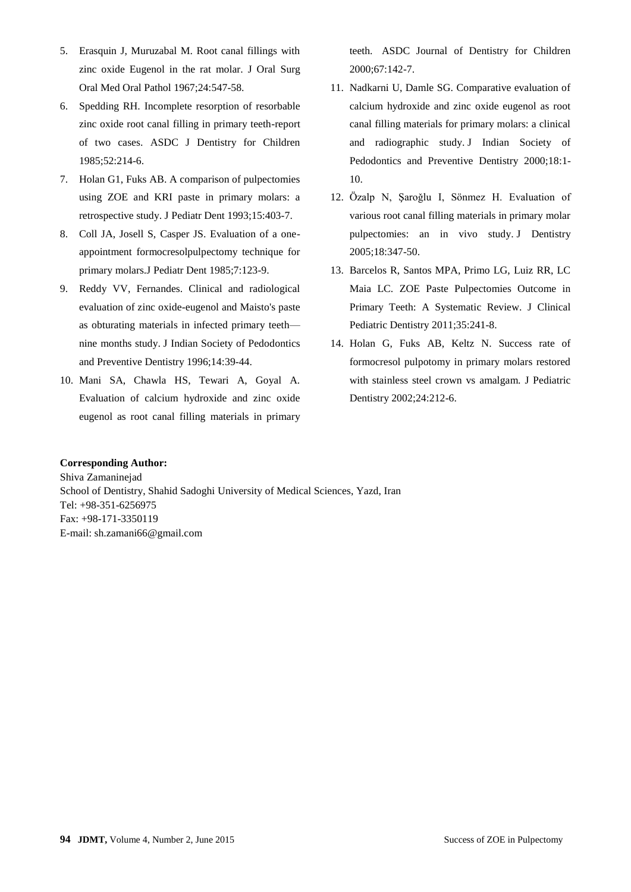5. Erasquin J, Muruzabal M. Root canal fillings with zinc oxide Eugenol in the rat molar. J Oral Surg Oral Med Oral Pathol 1967;24:547-58.
6. Spedding RH. Incomplete resorption of resorbable zinc oxide root canal filling in primary teeth-report of two cases. ASDC J Dentistry for Children 1985;52:214-6.
7. Holan G1, Fuks AB. A comparison of pulpectomies using ZOE and KRI paste in primary molars: a retrospective study. J Pediatr Dent 1993;15:403-7.
8. Coll JA, Josell S, Casper JS. Evaluation of a one-appointment formocresolpulpectomy technique for primary molars.J Pediatr Dent 1985;7:123-9.
9. Reddy VV, Fernandes. Clinical and radiological evaluation of zinc oxide-eugenol and Maisto's paste as obturating materials in infected primary teeth—nine months study. J Indian Society of Pedodontics and Preventive Dentistry 1996;14:39-44.
10. Mani SA, Chawla HS, Tewari A, Goyal A. Evaluation of calcium hydroxide and zinc oxide eugenol as root canal filling materials in primary teeth. ASDC Journal of Dentistry for Children 2000;67:142-7.
11. Nadkarni U, Damle SG. Comparative evaluation of calcium hydroxide and zinc oxide eugenol as root canal filling materials for primary molars: a clinical and radiographic study. J Indian Society of Pedodontics and Preventive Dentistry 2000;18:1-10.
12. Özalp N, Şaroğlu I, Sönmez H. Evaluation of various root canal filling materials in primary molar pulpectomies: an in vivo study. J Dentistry 2005;18:347-50.
13. Barcelos R, Santos MPA, Primo LG, Luiz RR, LC Maia LC. ZOE Paste Pulpectomies Outcome in Primary Teeth: A Systematic Review. J Clinical Pediatric Dentistry 2011;35:241-8.
14. Holan G, Fuks AB, Keltz N. Success rate of formocresol pulpotomy in primary molars restored with stainless steel crown vs amalgam. J Pediatric Dentistry 2002;24:212-6.

**Corresponding Author:**
Shiva Zamaninejad
School of Dentistry, Shahid Sadoghi University of Medical Sciences, Yazd, Iran
Tel: +98-351-6256975
Fax: +98-171-3350119
E-mail: sh.zamani66@gmail.com